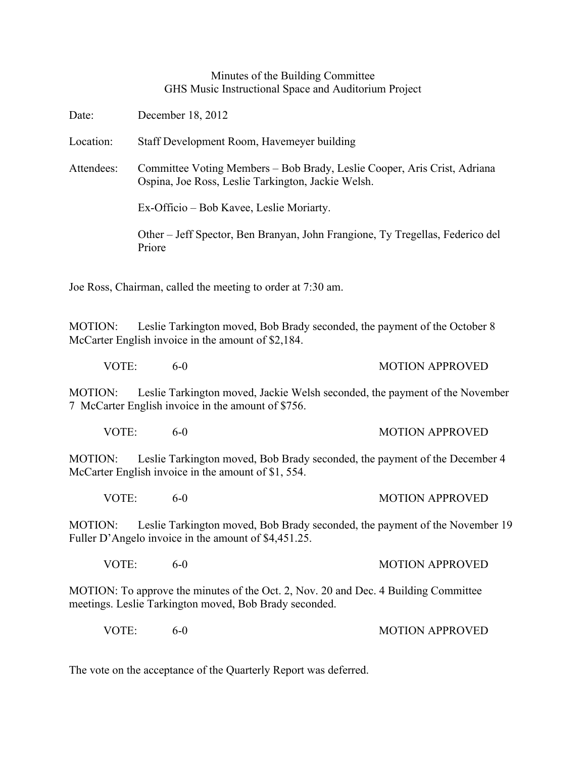# Minutes of the Building Committee
## GHS Music Instructional Space and Auditorium Project

Date: December 18, 2012

Location: Staff Development Room, Havemeyer building

Attendees: Committee Voting Members – Bob Brady, Leslie Cooper, Aris Crist, Adriana Ospina, Joe Ross, Leslie Tarkington, Jackie Welsh.

Ex-Officio – Bob Kavee, Leslie Moriarty.

Other – Jeff Spector, Ben Branyan, John Frangione, Ty Tregellas, Federico del Priore

Joe Ross, Chairman, called the meeting to order at 7:30 am.

MOTION: Leslie Tarkington moved, Bob Brady seconded, the payment of the October 8 McCarter English invoice in the amount of $2,184.

VOTE: 6-0 MOTION APPROVED

MOTION: Leslie Tarkington moved, Jackie Welsh seconded, the payment of the November 7 McCarter English invoice in the amount of $756.

VOTE: 6-0 MOTION APPROVED

MOTION: Leslie Tarkington moved, Bob Brady seconded, the payment of the December 4 McCarter English invoice in the amount of $1, 554.

VOTE: 6-0 MOTION APPROVED

MOTION: Leslie Tarkington moved, Bob Brady seconded, the payment of the November 19 Fuller D'Angelo invoice in the amount of $4,451.25.

VOTE: 6-0 MOTION APPROVED

MOTION: To approve the minutes of the Oct. 2, Nov. 20 and Dec. 4 Building Committee meetings. Leslie Tarkington moved, Bob Brady seconded.

VOTE: 6-0 MOTION APPROVED

The vote on the acceptance of the Quarterly Report was deferred.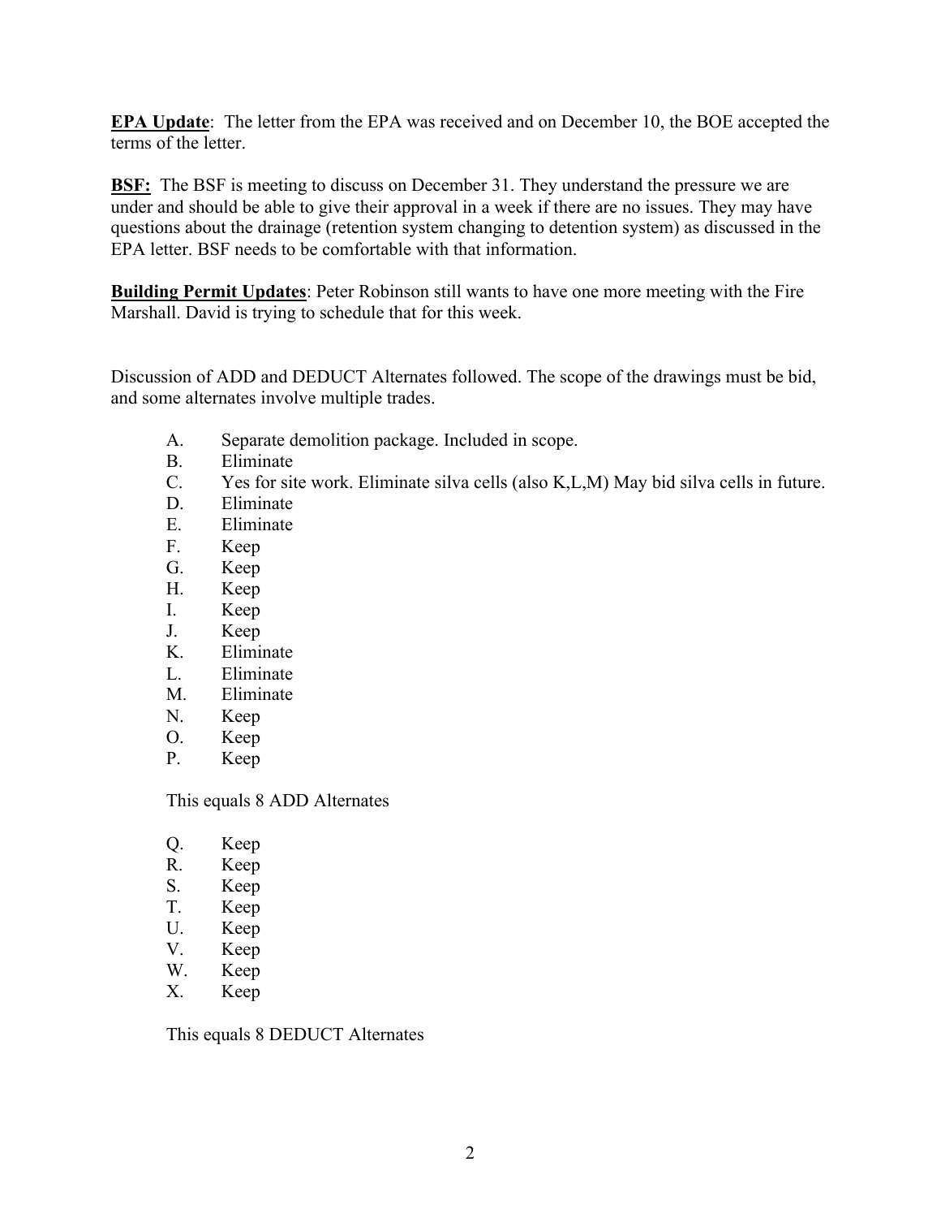**EPA Update**: The letter from the EPA was received and on December 10, the BOE accepted the terms of the letter.

**BSF:** The BSF is meeting to discuss on December 31. They understand the pressure we are under and should be able to give their approval in a week if there are no issues. They may have questions about the drainage (retention system changing to detention system) as discussed in the EPA letter. BSF needs to be comfortable with that information.

**Building Permit Updates**: Peter Robinson still wants to have one more meeting with the Fire Marshall. David is trying to schedule that for this week.

Discussion of ADD and DEDUCT Alternates followed. The scope of the drawings must be bid, and some alternates involve multiple trades.

A. Separate demolition package. Included in scope.
B. Eliminate
C. Yes for site work. Eliminate silva cells (also K,L,M) May bid silva cells in future.
D. Eliminate
E. Eliminate
F. Keep
G. Keep
H. Keep
I. Keep
J. Keep
K. Eliminate
L. Eliminate
M. Eliminate
N. Keep
O. Keep
P. Keep

This equals 8 ADD Alternates

Q. Keep
R. Keep
S. Keep
T. Keep
U. Keep
V. Keep
W. Keep
X. Keep

This equals 8 DEDUCT Alternates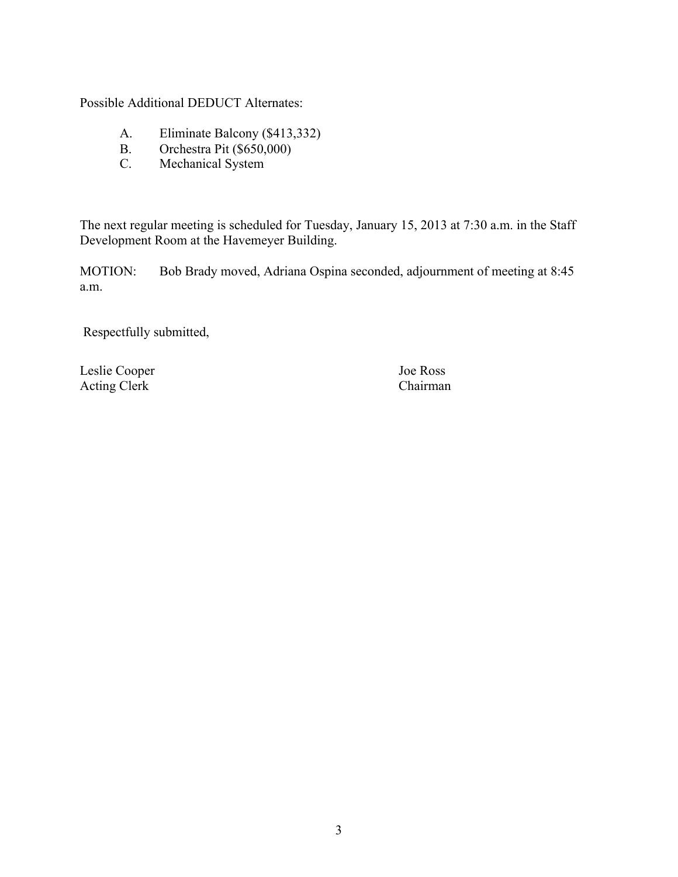Possible Additional DEDUCT Alternates:

A. Eliminate Balcony ($413,332)
B. Orchestra Pit ($650,000)
C. Mechanical System

The next regular meeting is scheduled for Tuesday, January 15, 2013 at 7:30 a.m. in the Staff Development Room at the Havemeyer Building.

MOTION: Bob Brady moved, Adriana Ospina seconded, adjournment of meeting at 8:45 a.m.

Respectfully submitted,

Leslie Cooper
Acting Clerk

Joe Ross
Chairman